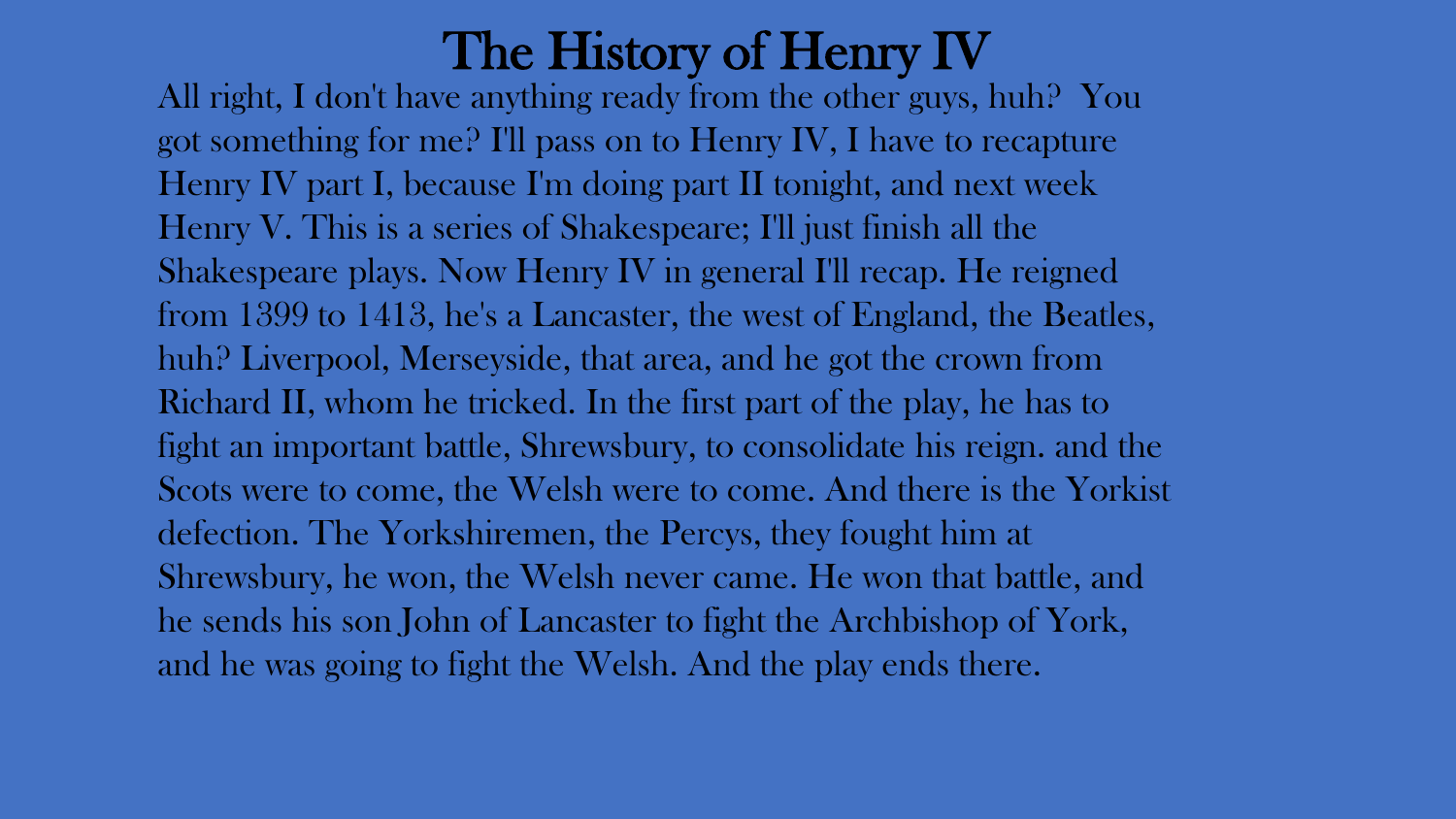# The History of Henry IV

All right, I don't have anything ready from the other guys, huh? You got something for me? I'll pass on to Henry IV, I have to recapture Henry IV part I, because I'm doing part II tonight, and next week Henry V. This is a series of Shakespeare; I'll just finish all the Shakespeare plays. Now Henry IV in general I'll recap. He reigned from 1399 to 1413, he's a Lancaster, the west of England, the Beatles, huh? Liverpool, Merseyside, that area, and he got the crown from Richard II, whom he tricked. In the first part of the play, he has to fight an important battle, Shrewsbury, to consolidate his reign. and the Scots were to come, the Welsh were to come. And there is the Yorkist defection. The Yorkshiremen, the Percys, they fought him at Shrewsbury, he won, the Welsh never came. He won that battle, and he sends his son John of Lancaster to fight the Archbishop of York, and he was going to fight the Welsh. And the play ends there.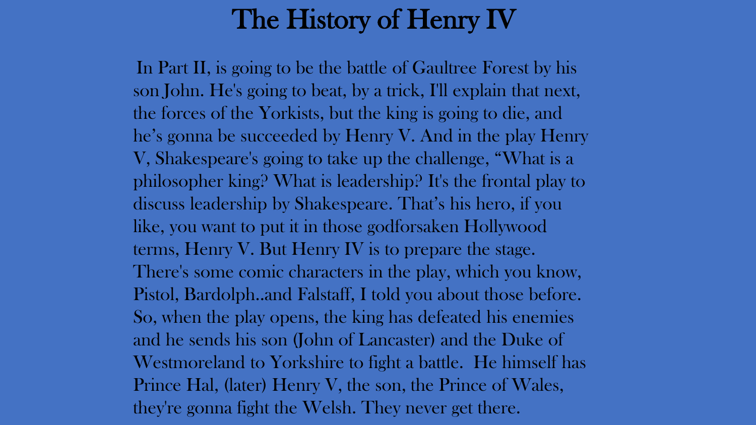# The History of Henry IV

In Part II, is going to be the battle of Gaultree Forest by his son John. He's going to beat, by a trick, I'll explain that next, the forces of the Yorkists, but the king is going to die, and he's gonna be succeeded by Henry V. And in the play Henry V, Shakespeare's going to take up the challenge, "What is a philosopher king? What is leadership? It's the frontal play to discuss leadership by Shakespeare. That's his hero, if you like, you want to put it in those godforsaken Hollywood terms, Henry V. But Henry IV is to prepare the stage. There's some comic characters in the play, which you know, Pistol, Bardolph..and Falstaff, I told you about those before. So, when the play opens, the king has defeated his enemies and he sends his son (John of Lancaster) and the Duke of Westmoreland to Yorkshire to fight a battle. He himself has Prince Hal, (later) Henry V, the son, the Prince of Wales, they're gonna fight the Welsh. They never get there.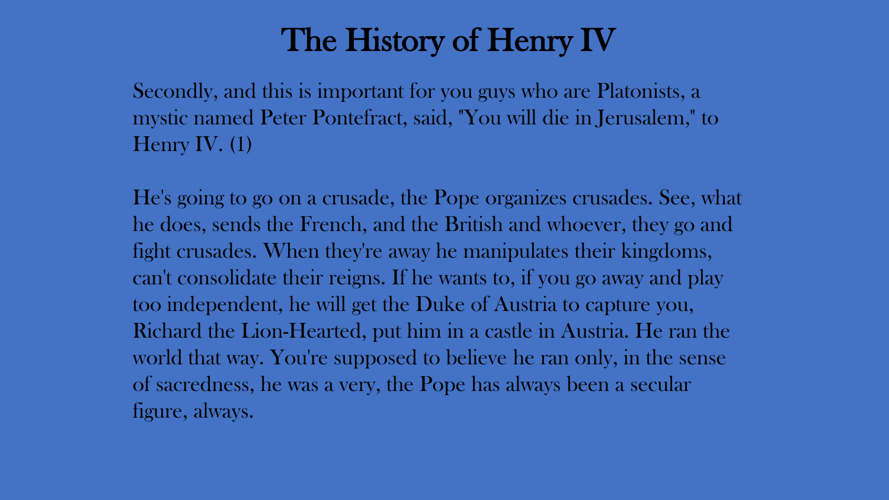# The History of Henry IV

Secondly, and this is important for you guys who are Platonists, a mystic named Peter Pontefract, said, "You will die in Jerusalem," to Henry IV. (1)

He's going to go on a crusade, the Pope organizes crusades. See, what he does, sends the French, and the British and whoever, they go and fight crusades. When they're away he manipulates their kingdoms, can't consolidate their reigns. If he wants to, if you go away and play too independent, he will get the Duke of Austria to capture you, Richard the Lion-Hearted, put him in a castle in Austria. He ran the world that way. You're supposed to believe he ran only, in the sense of sacredness, he was a very, the Pope has always been a secular figure, always.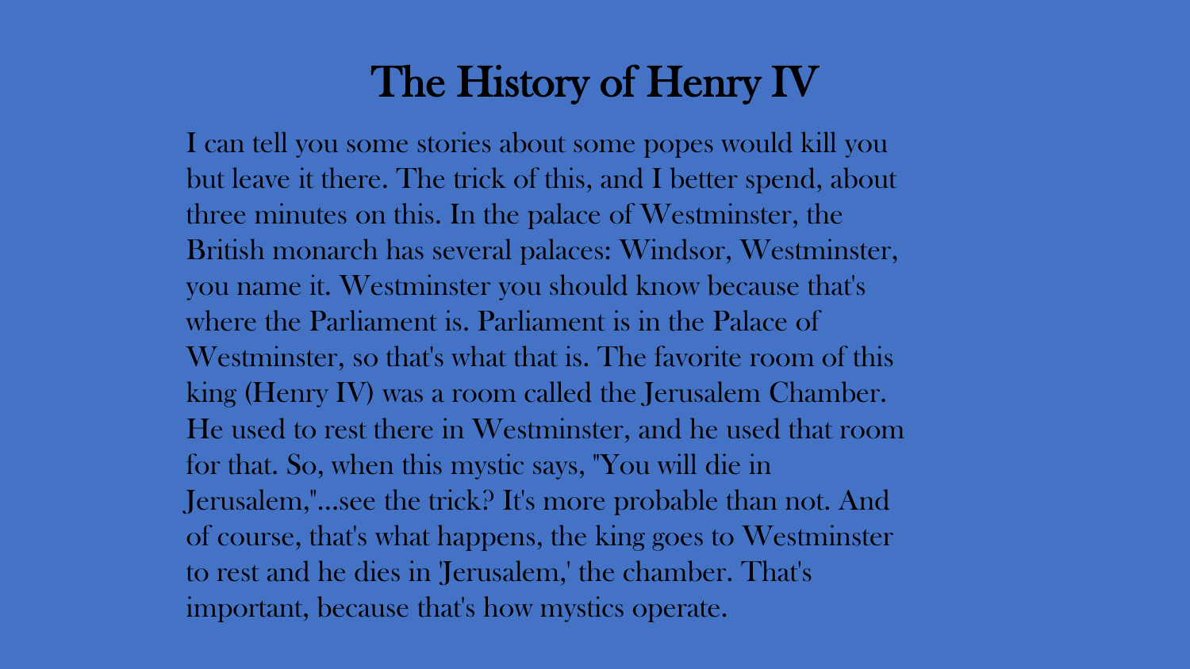# The History of Henry IV

I can tell you some stories about some popes would kill you but leave it there. The trick of this, and I better spend, about three minutes on this. In the palace of Westminster, the British monarch has several palaces: Windsor, Westminster, you name it. Westminster you should know because that's where the Parliament is. Parliament is in the Palace of Westminster, so that's what that is. The favorite room of this king (Henry IV) was a room called the Jerusalem Chamber. He used to rest there in Westminster, and he used that room for that. So, when this mystic says, "You will die in Jerusalem,"...see the trick? It's more probable than not. And of course, that's what happens, the king goes to Westminster to rest and he dies in 'Jerusalem,' the chamber. That's important, because that's how mystics operate.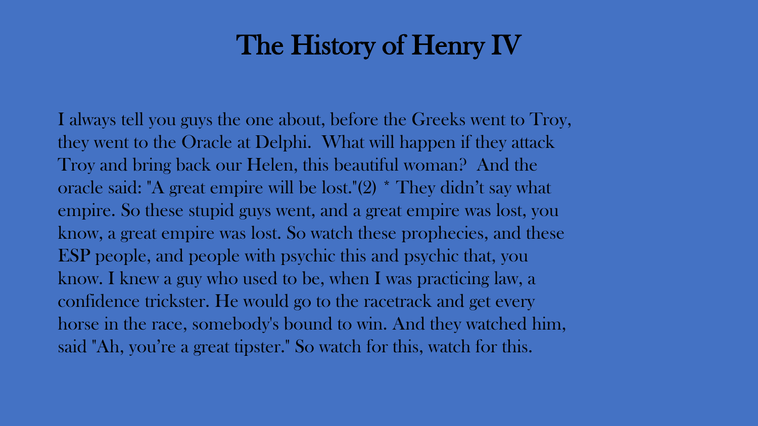# The History of Henry IV

I always tell you guys the one about, before the Greeks went to Troy, they went to the Oracle at Delphi. What will happen if they attack Troy and bring back our Helen, this beautiful woman? And the oracle said: "A great empire will be lost."(2) * They didn't say what empire. So these stupid guys went, and a great empire was lost, you know, a great empire was lost. So watch these prophecies, and these ESP people, and people with psychic this and psychic that, you know. I knew a guy who used to be, when I was practicing law, a confidence trickster. He would go to the racetrack and get every horse in the race, somebody's bound to win. And they watched him, said "Ah, you're a great tipster." So watch for this, watch for this.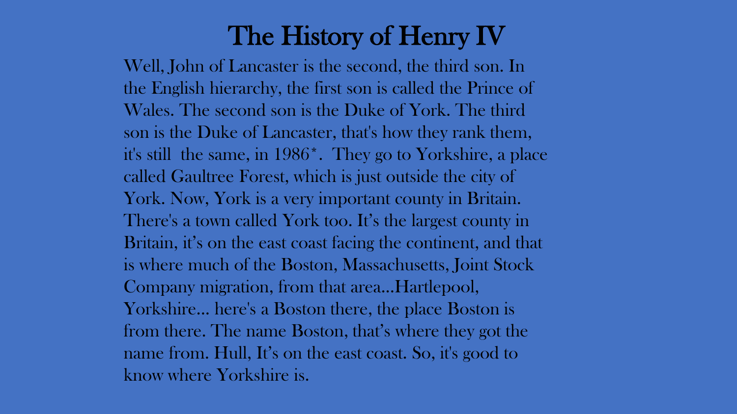# The History of Henry IV

Well, John of Lancaster is the second, the third son. In the English hierarchy, the first son is called the Prince of Wales. The second son is the Duke of York. The third son is the Duke of Lancaster, that's how they rank them, it's still  the same, in 1986*.  They go to Yorkshire, a place called Gaultree Forest, which is just outside the city of York. Now, York is a very important county in Britain. There's a town called York too. It's the largest county in Britain, it's on the east coast facing the continent, and that is where much of the Boston, Massachusetts, Joint Stock Company migration, from that area...Hartlepool, Yorkshire... here's a Boston there, the place Boston is from there. The name Boston, that's where they got the name from. Hull, It's on the east coast. So, it's good to know where Yorkshire is.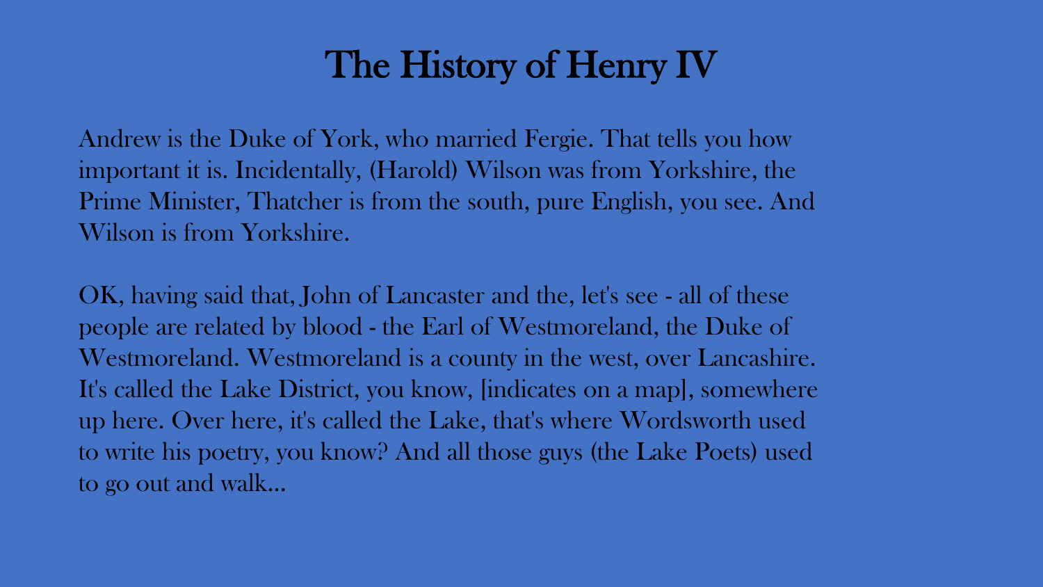# The History of Henry IV

Andrew is the Duke of York, who married Fergie. That tells you how important it is. Incidentally, (Harold) Wilson was from Yorkshire, the Prime Minister, Thatcher is from the south, pure English, you see. And Wilson is from Yorkshire.

OK, having said that, John of Lancaster and the, let's see - all of these people are related by blood - the Earl of Westmoreland, the Duke of Westmoreland. Westmoreland is a county in the west, over Lancashire. It's called the Lake District, you know, [indicates on a map], somewhere up here. Over here, it's called the Lake, that's where Wordsworth used to write his poetry, you know? And all those guys (the Lake Poets) used to go out and walk...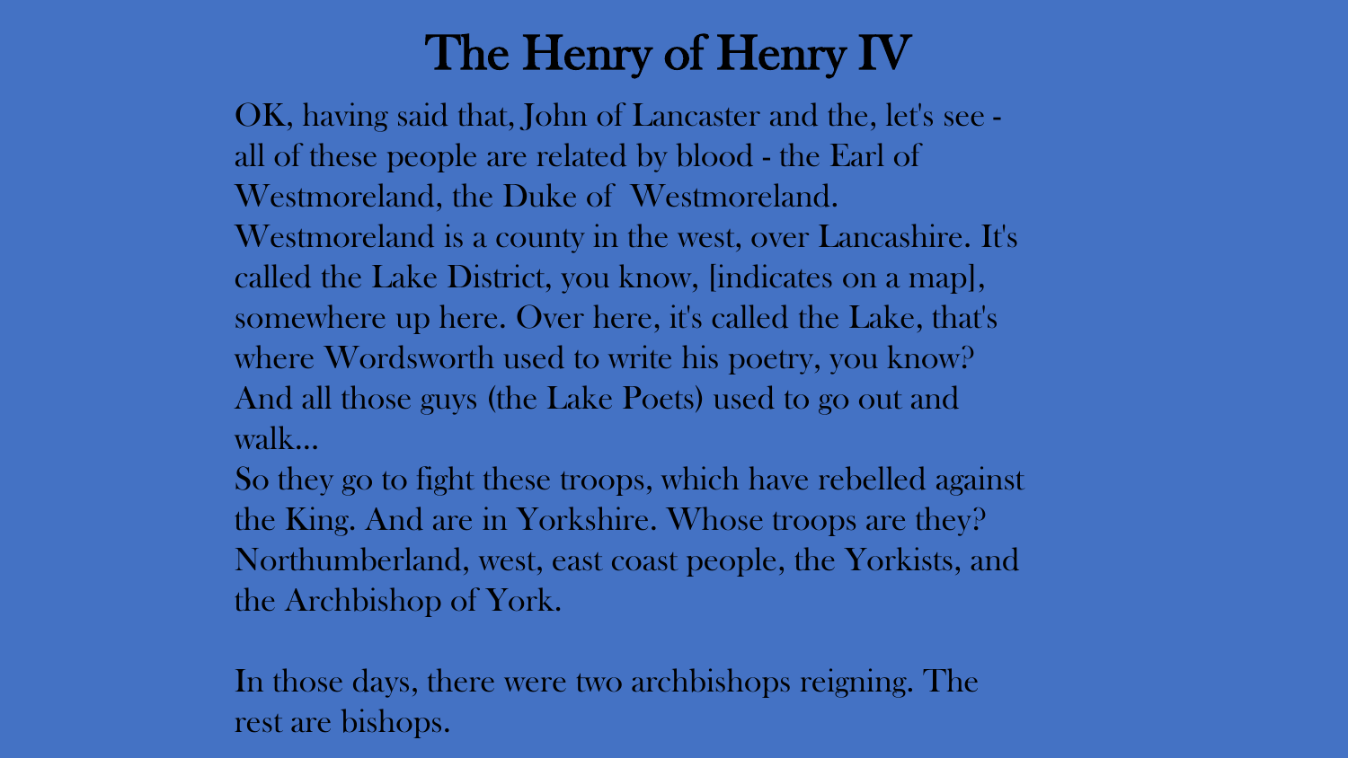# The Henry of Henry IV

OK, having said that, John of Lancaster and the, let's see - all of these people are related by blood - the Earl of Westmoreland, the Duke of Westmoreland. Westmoreland is a county in the west, over Lancashire. It's called the Lake District, you know, [indicates on a map], somewhere up here. Over here, it's called the Lake, that's where Wordsworth used to write his poetry, you know? And all those guys (the Lake Poets) used to go out and walk...

So they go to fight these troops, which have rebelled against the King. And are in Yorkshire. Whose troops are they? Northumberland, west, east coast people, the Yorkists, and the Archbishop of York.

In those days, there were two archbishops reigning. The rest are bishops.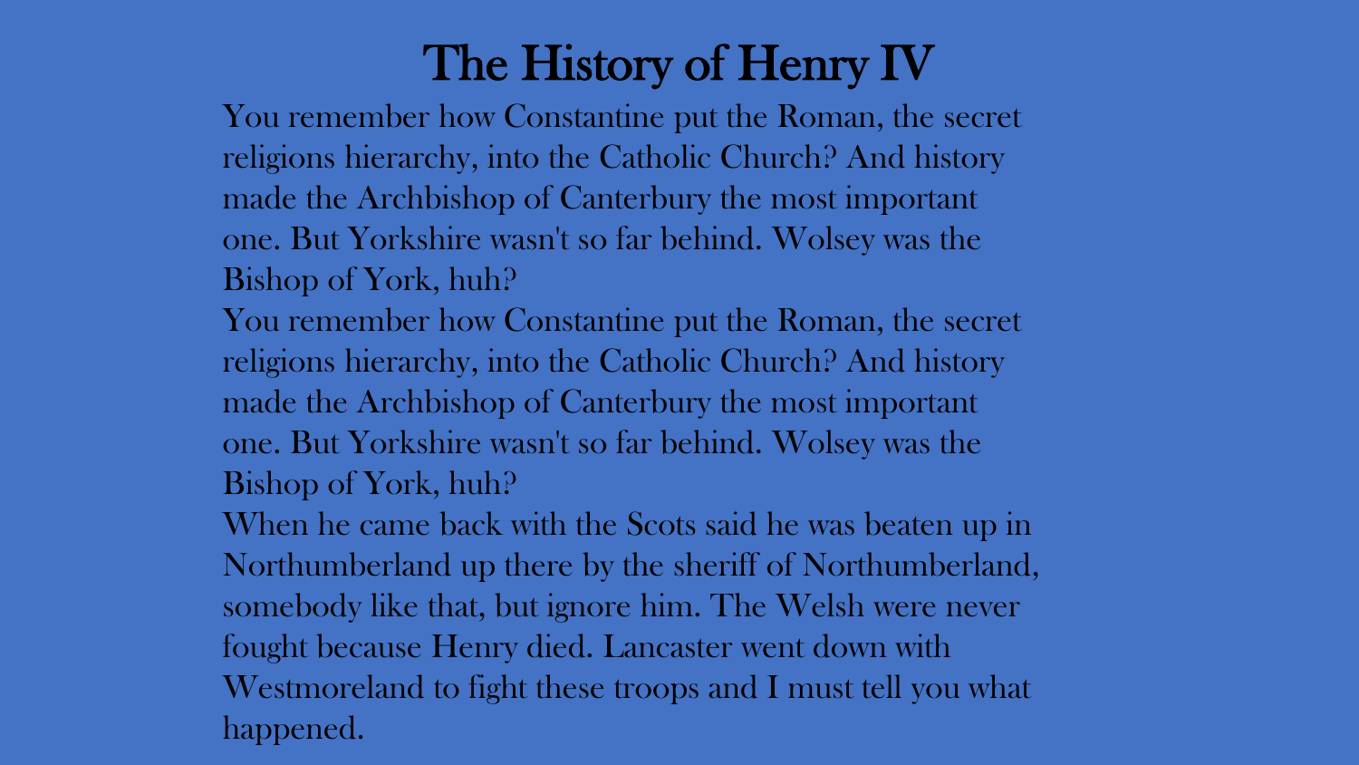# The History of Henry IV

You remember how Constantine put the Roman, the secret religions hierarchy, into the Catholic Church? And history made the Archbishop of Canterbury the most important one. But Yorkshire wasn't so far behind. Wolsey was the Bishop of York, huh?

You remember how Constantine put the Roman, the secret religions hierarchy, into the Catholic Church? And history made the Archbishop of Canterbury the most important one. But Yorkshire wasn't so far behind. Wolsey was the Bishop of York, huh?

When he came back with the Scots said he was beaten up in Northumberland up there by the sheriff of Northumberland, somebody like that, but ignore him. The Welsh were never fought because Henry died. Lancaster went down with Westmoreland to fight these troops and I must tell you what happened.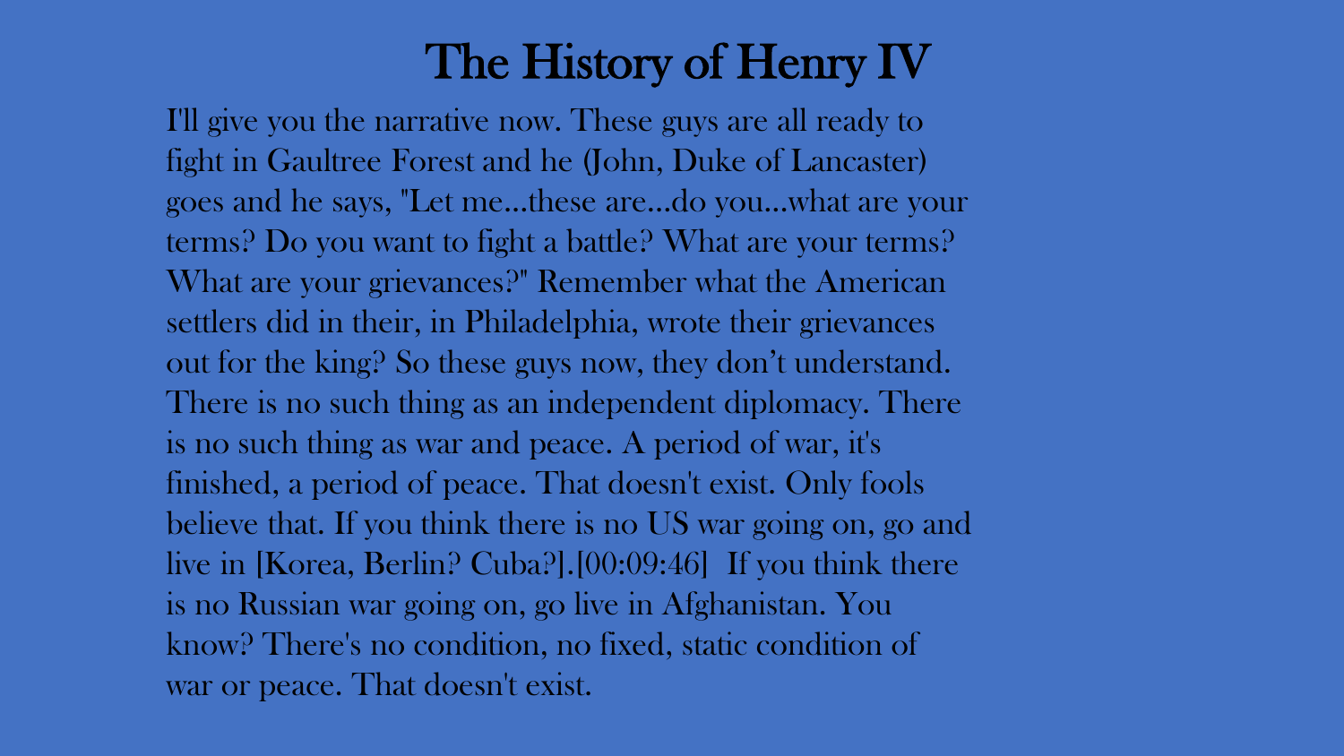# The History of Henry IV

I'll give you the narrative now. These guys are all ready to fight in Gaultree Forest and he (John, Duke of Lancaster) goes and he says, "Let me...these are...do you...what are your terms? Do you want to fight a battle? What are your terms? What are your grievances?" Remember what the American settlers did in their, in Philadelphia, wrote their grievances out for the king? So these guys now, they don't understand. There is no such thing as an independent diplomacy. There is no such thing as war and peace. A period of war, it's finished, a period of peace. That doesn't exist. Only fools believe that. If you think there is no US war going on, go and live in [Korea, Berlin? Cuba?].[00:09:46] If you think there is no Russian war going on, go live in Afghanistan. You know? There's no condition, no fixed, static condition of war or peace. That doesn't exist.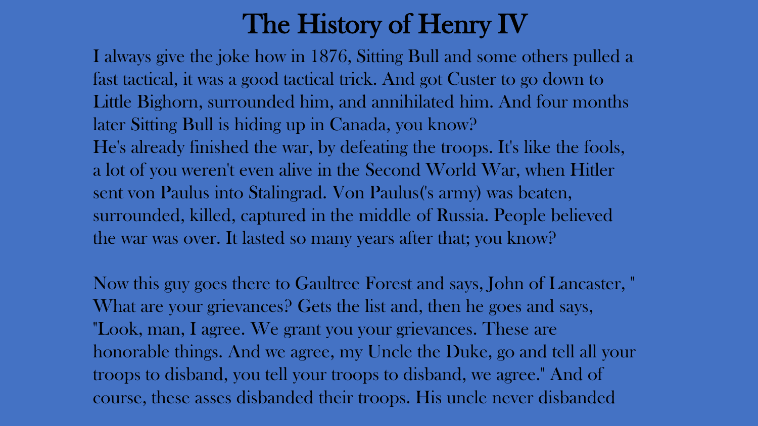# The History of Henry IV

I always give the joke how in 1876, Sitting Bull and some others pulled a fast tactical, it was a good tactical trick. And got Custer to go down to Little Bighorn, surrounded him, and annihilated him. And four months later Sitting Bull is hiding up in Canada, you know?
He's already finished the war, by defeating the troops. It's like the fools, a lot of you weren't even alive in the Second World War, when Hitler sent von Paulus into Stalingrad. Von Paulus('s army) was beaten, surrounded, killed, captured in the middle of Russia. People believed the war was over. It lasted so many years after that; you know?

Now this guy goes there to Gaultree Forest and says, John of Lancaster, " What are your grievances? Gets the list and, then he goes and says, "Look, man, I agree. We grant you your grievances. These are honorable things. And we agree, my Uncle the Duke, go and tell all your troops to disband, you tell your troops to disband, we agree." And of course, these asses disbanded their troops. His uncle never disbanded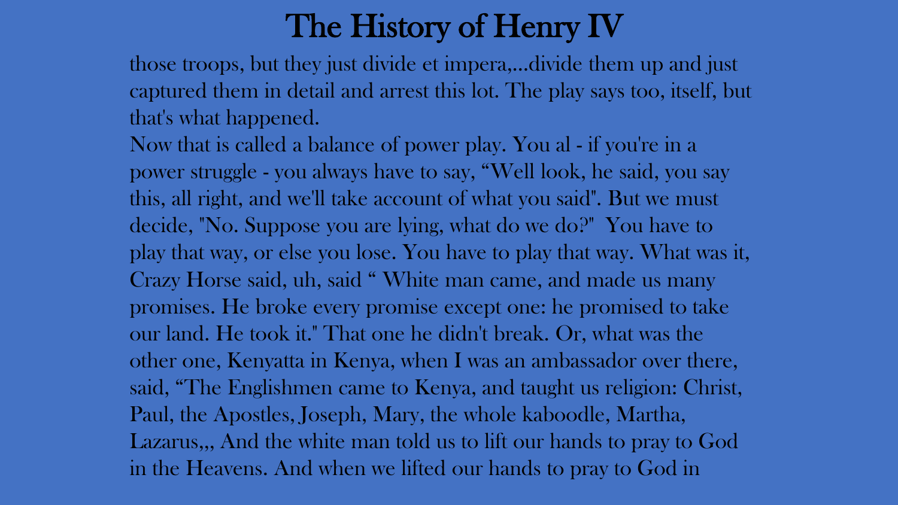# The History of Henry IV

those troops, but they just divide et impera,...divide them up and just captured them in detail and arrest this lot. The play says too, itself, but that's what happened.

Now that is called a balance of power play. You al - if you're in a power struggle - you always have to say, “Well look, he said, you say this, all right, and we'll take account of what you said". But we must decide, "No. Suppose you are lying, what do we do?"  You have to play that way, or else you lose. You have to play that way. What was it, Crazy Horse said, uh, said “ White man came, and made us many promises. He broke every promise except one: he promised to take our land. He took it." That one he didn't break. Or, what was the other one, Kenyatta in Kenya, when I was an ambassador over there, said, “The Englishmen came to Kenya, and taught us religion: Christ, Paul, the Apostles, Joseph, Mary, the whole kaboodle, Martha, Lazarus,,, And the white man told us to lift our hands to pray to God in the Heavens. And when we lifted our hands to pray to God in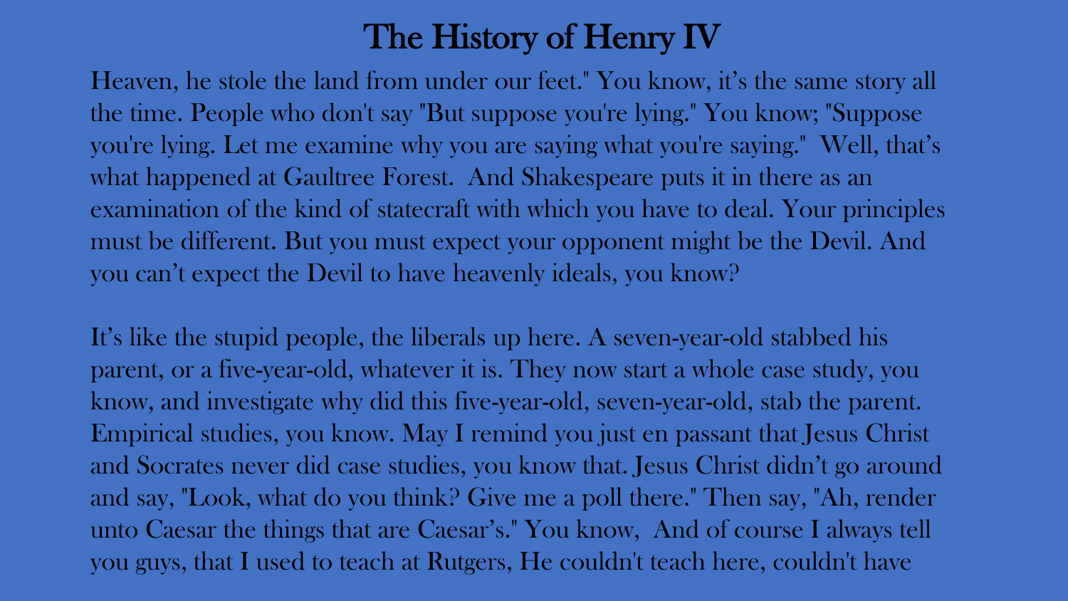# The History of Henry IV

Heaven, he stole the land from under our feet." You know, it's the same story all the time. People who don't say "But suppose you're lying." You know; "Suppose you're lying. Let me examine why you are saying what you're saying." Well, that's what happened at Gaultree Forest. And Shakespeare puts it in there as an examination of the kind of statecraft with which you have to deal. Your principles must be different. But you must expect your opponent might be the Devil. And you can't expect the Devil to have heavenly ideals, you know?

It's like the stupid people, the liberals up here. A seven-year-old stabbed his parent, or a five-year-old, whatever it is. They now start a whole case study, you know, and investigate why did this five-year-old, seven-year-old, stab the parent. Empirical studies, you know. May I remind you just en passant that Jesus Christ and Socrates never did case studies, you know that. Jesus Christ didn't go around and say, "Look, what do you think? Give me a poll there." Then say, "Ah, render unto Caesar the things that are Caesar's." You know, And of course I always tell you guys, that I used to teach at Rutgers, He couldn't teach here, couldn't have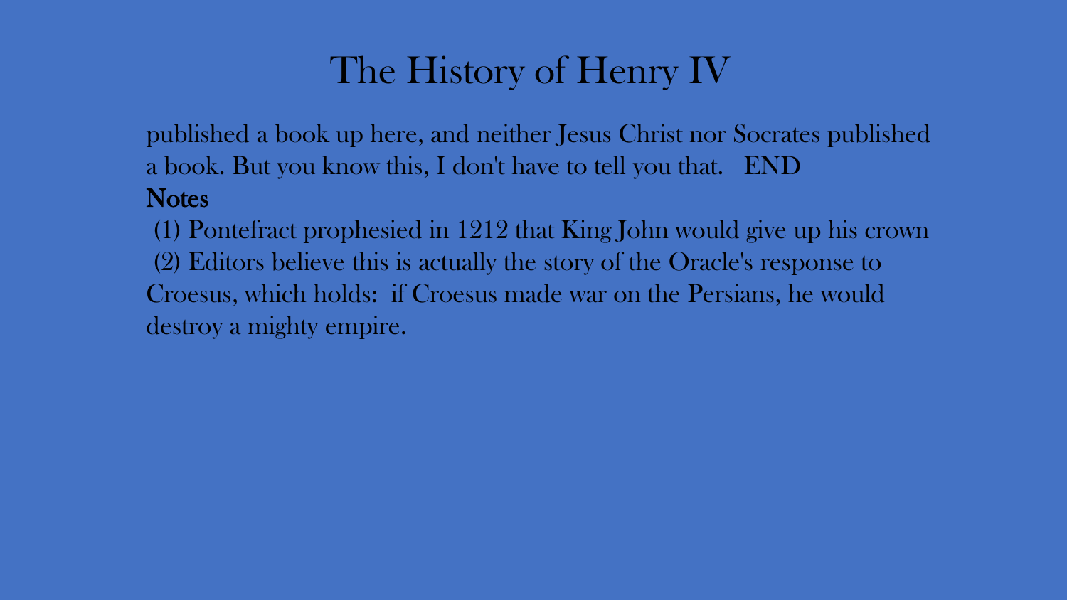# The History of Henry IV

published a book up here, and neither Jesus Christ nor Socrates published a book. But you know this, I don't have to tell you that.   END

**Notes**

(1) Pontefract prophesied in 1212 that King John would give up his crown

(2) Editors believe this is actually the story of the Oracle's response to Croesus, which holds:  if Croesus made war on the Persians, he would destroy a mighty empire.